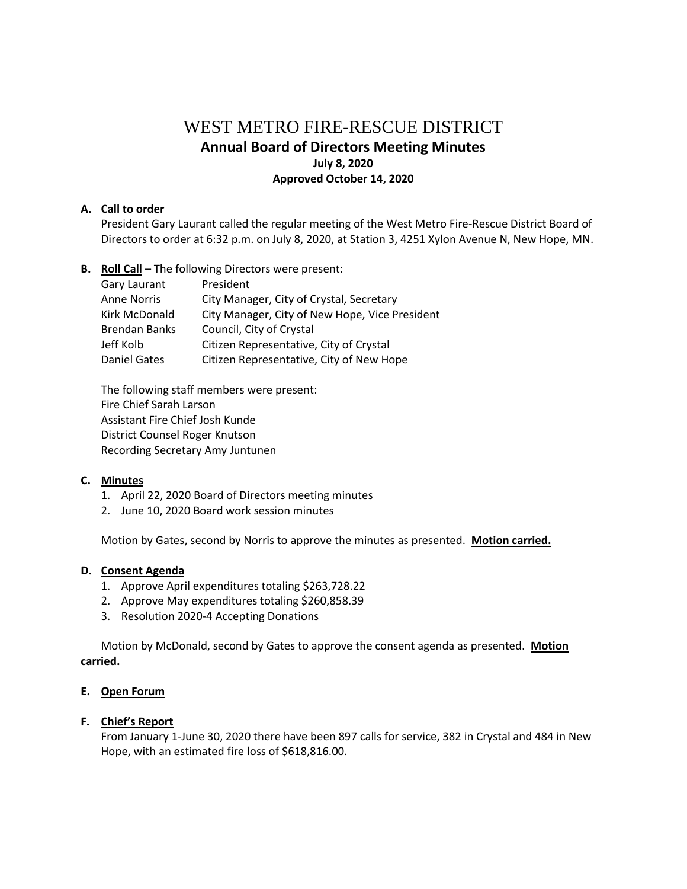# WEST METRO FIRE-RESCUE DISTRICT

## Annual Board of Directors Meeting Minutes

**July 8, 2020**

**Approved October 14, 2020**

**A. Call to order**

President Gary Laurant called the regular meeting of the West Metro Fire-Rescue District Board of Directors to order at 6:32 p.m. on July 8, 2020, at Station 3, 4251 Xylon Avenue N, New Hope, MN.

**B. Roll Call** – The following Directors were present:

| | |
|---|---|
| Gary Laurant | President |
| Anne Norris | City Manager, City of Crystal, Secretary |
| Kirk McDonald | City Manager, City of New Hope, Vice President |
| Brendan Banks | Council, City of Crystal |
| Jeff Kolb | Citizen Representative, City of Crystal |
| Daniel Gates | Citizen Representative, City of New Hope |

The following staff members were present:
Fire Chief Sarah Larson
Assistant Fire Chief Josh Kunde
District Counsel Roger Knutson
Recording Secretary Amy Juntunen

**C. Minutes**

1. April 22, 2020 Board of Directors meeting minutes
2. June 10, 2020 Board work session minutes

Motion by Gates, second by Norris to approve the minutes as presented. **Motion carried.**

**D. Consent Agenda**

1. Approve April expenditures totaling $263,728.22
2. Approve May expenditures totaling $260,858.39
3. Resolution 2020-4 Accepting Donations

Motion by McDonald, second by Gates to approve the consent agenda as presented. **Motion carried.**

**E. Open Forum**

**F. Chief's Report**

From January 1-June 30, 2020 there have been 897 calls for service, 382 in Crystal and 484 in New Hope, with an estimated fire loss of $618,816.00.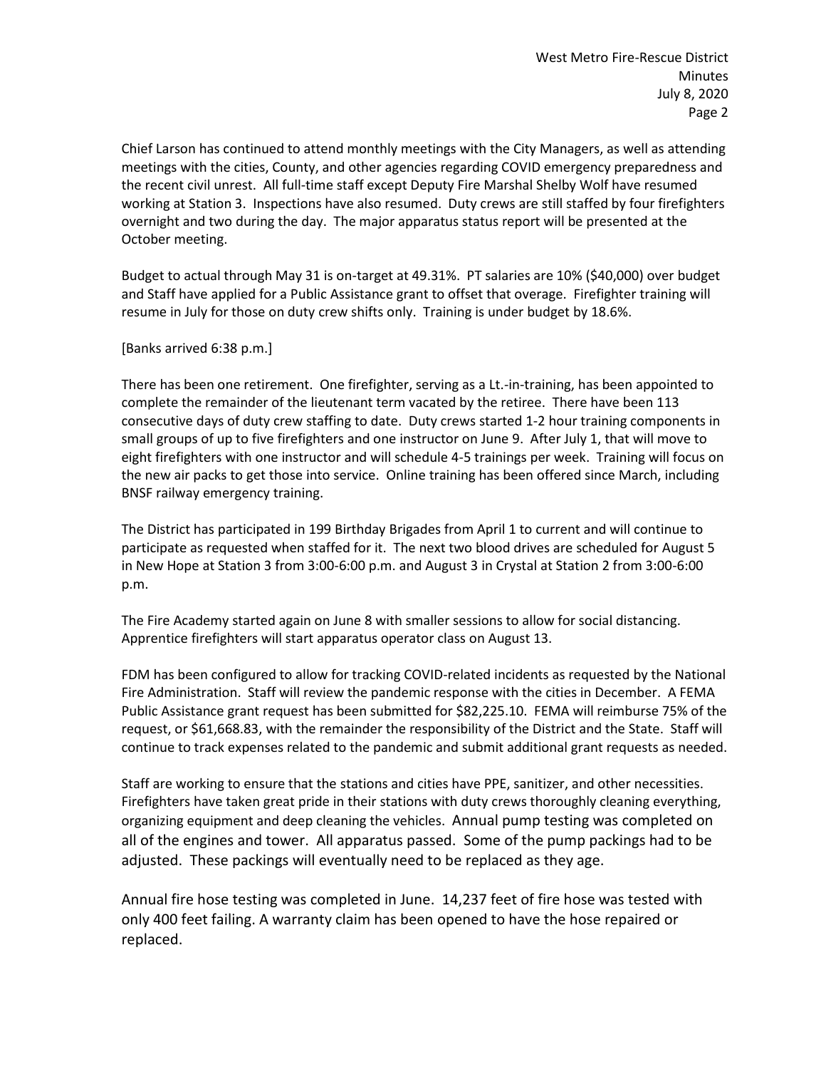Chief Larson has continued to attend monthly meetings with the City Managers, as well as attending meetings with the cities, County, and other agencies regarding COVID emergency preparedness and the recent civil unrest. All full-time staff except Deputy Fire Marshal Shelby Wolf have resumed working at Station 3. Inspections have also resumed. Duty crews are still staffed by four firefighters overnight and two during the day. The major apparatus status report will be presented at the October meeting.

Budget to actual through May 31 is on-target at 49.31%. PT salaries are 10% ($40,000) over budget and Staff have applied for a Public Assistance grant to offset that overage. Firefighter training will resume in July for those on duty crew shifts only. Training is under budget by 18.6%.

[Banks arrived 6:38 p.m.]

There has been one retirement. One firefighter, serving as a Lt.-in-training, has been appointed to complete the remainder of the lieutenant term vacated by the retiree. There have been 113 consecutive days of duty crew staffing to date. Duty crews started 1-2 hour training components in small groups of up to five firefighters and one instructor on June 9. After July 1, that will move to eight firefighters with one instructor and will schedule 4-5 trainings per week. Training will focus on the new air packs to get those into service. Online training has been offered since March, including BNSF railway emergency training.

The District has participated in 199 Birthday Brigades from April 1 to current and will continue to participate as requested when staffed for it. The next two blood drives are scheduled for August 5 in New Hope at Station 3 from 3:00-6:00 p.m. and August 3 in Crystal at Station 2 from 3:00-6:00 p.m.

The Fire Academy started again on June 8 with smaller sessions to allow for social distancing. Apprentice firefighters will start apparatus operator class on August 13.

FDM has been configured to allow for tracking COVID-related incidents as requested by the National Fire Administration. Staff will review the pandemic response with the cities in December. A FEMA Public Assistance grant request has been submitted for $82,225.10. FEMA will reimburse 75% of the request, or $61,668.83, with the remainder the responsibility of the District and the State. Staff will continue to track expenses related to the pandemic and submit additional grant requests as needed.

Staff are working to ensure that the stations and cities have PPE, sanitizer, and other necessities. Firefighters have taken great pride in their stations with duty crews thoroughly cleaning everything, organizing equipment and deep cleaning the vehicles. Annual pump testing was completed on all of the engines and tower. All apparatus passed. Some of the pump packings had to be adjusted. These packings will eventually need to be replaced as they age.

Annual fire hose testing was completed in June. 14,237 feet of fire hose was tested with only 400 feet failing. A warranty claim has been opened to have the hose repaired or replaced.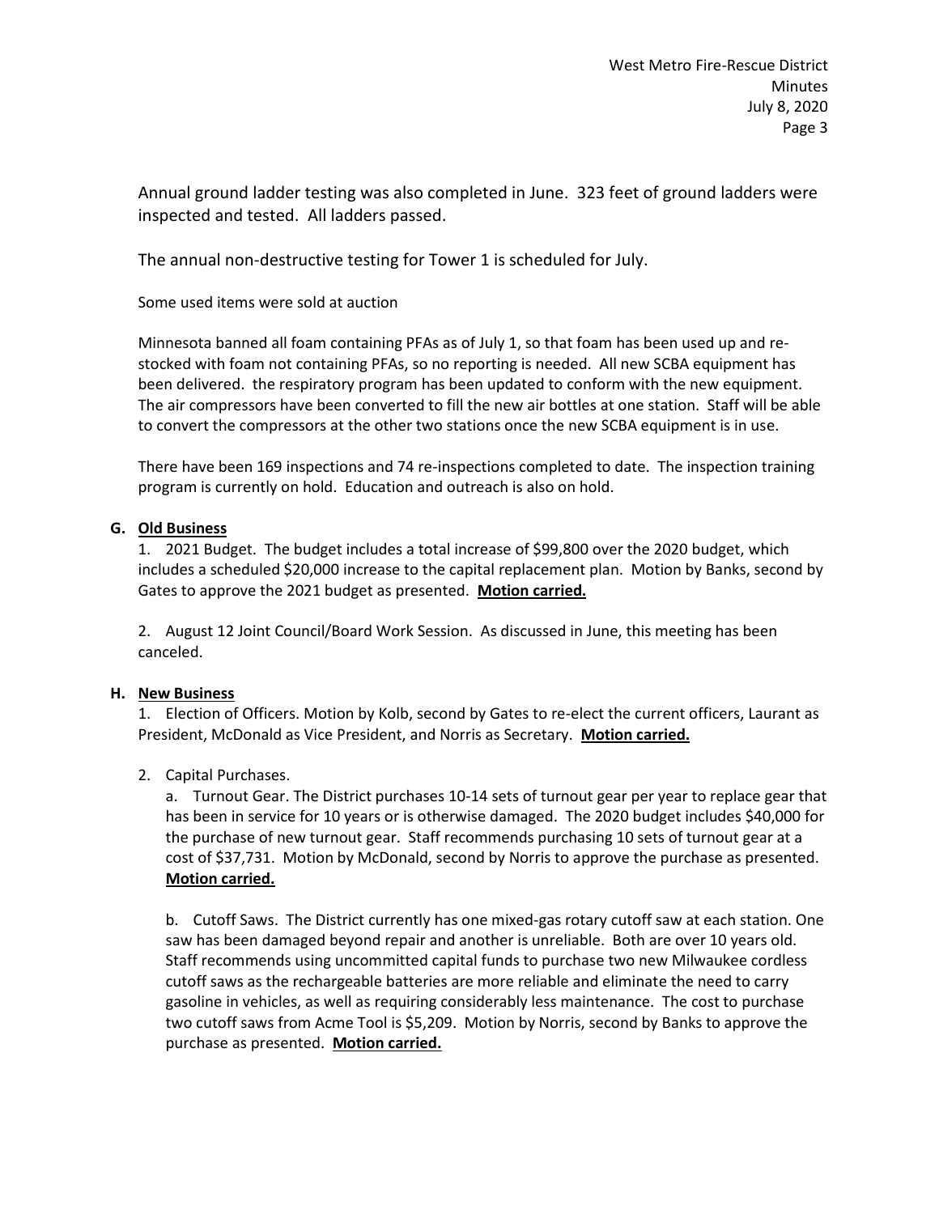Annual ground ladder testing was also completed in June. 323 feet of ground ladders were inspected and tested. All ladders passed.

The annual non-destructive testing for Tower 1 is scheduled for July.

Some used items were sold at auction

Minnesota banned all foam containing PFAs as of July 1, so that foam has been used up and re-stocked with foam not containing PFAs, so no reporting is needed. All new SCBA equipment has been delivered. the respiratory program has been updated to conform with the new equipment. The air compressors have been converted to fill the new air bottles at one station. Staff will be able to convert the compressors at the other two stations once the new SCBA equipment is in use.

There have been 169 inspections and 74 re-inspections completed to date. The inspection training program is currently on hold. Education and outreach is also on hold.

**G. Old Business**

1. 2021 Budget. The budget includes a total increase of $99,800 over the 2020 budget, which includes a scheduled $20,000 increase to the capital replacement plan. Motion by Banks, second by Gates to approve the 2021 budget as presented. **Motion carried.**

2. August 12 Joint Council/Board Work Session. As discussed in June, this meeting has been canceled.

**H. New Business**

1. Election of Officers. Motion by Kolb, second by Gates to re-elect the current officers, Laurant as President, McDonald as Vice President, and Norris as Secretary. **Motion carried.**

2. Capital Purchases.

   a. Turnout Gear. The District purchases 10-14 sets of turnout gear per year to replace gear that has been in service for 10 years or is otherwise damaged. The 2020 budget includes $40,000 for the purchase of new turnout gear. Staff recommends purchasing 10 sets of turnout gear at a cost of $37,731. Motion by McDonald, second by Norris to approve the purchase as presented. **Motion carried.**

   b. Cutoff Saws. The District currently has one mixed-gas rotary cutoff saw at each station. One saw has been damaged beyond repair and another is unreliable. Both are over 10 years old. Staff recommends using uncommitted capital funds to purchase two new Milwaukee cordless cutoff saws as the rechargeable batteries are more reliable and eliminate the need to carry gasoline in vehicles, as well as requiring considerably less maintenance. The cost to purchase two cutoff saws from Acme Tool is $5,209. Motion by Norris, second by Banks to approve the purchase as presented. **Motion carried.**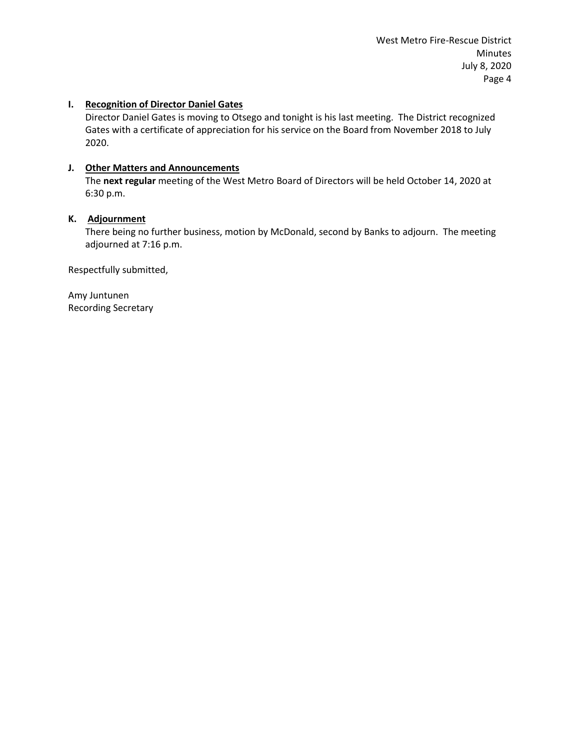**I. <u>Recognition of Director Daniel Gates</u>**

Director Daniel Gates is moving to Otsego and tonight is his last meeting. The District recognized Gates with a certificate of appreciation for his service on the Board from November 2018 to July 2020.

**J. <u>Other Matters and Announcements</u>**

The **next regular** meeting of the West Metro Board of Directors will be held October 14, 2020 at 6:30 p.m.

**K. <u>Adjournment</u>**

There being no further business, motion by McDonald, second by Banks to adjourn. The meeting adjourned at 7:16 p.m.

Respectfully submitted,

Amy Juntunen
Recording Secretary